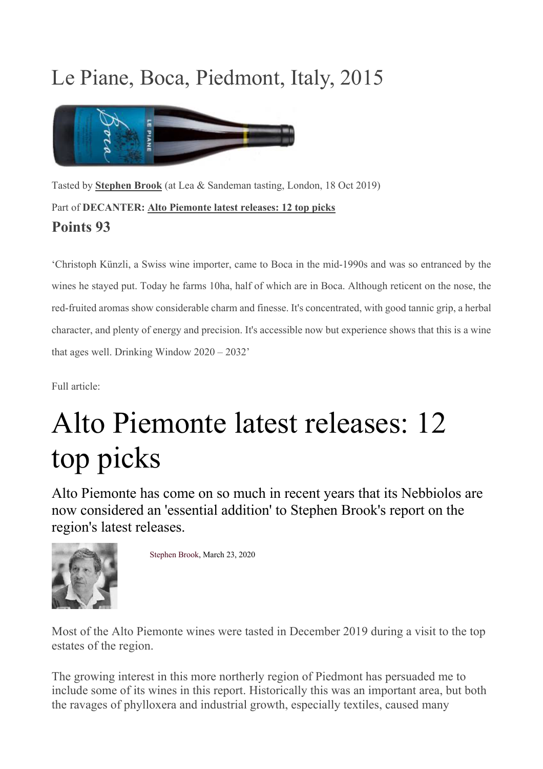# Le Piane, Boca, Piedmont, Italy, 2015

Tasted by **Stephen Brook** (at Lea & Sandeman tasting, London, 18 Oct 2019)

Part of **DECANTER: Alto Piemonte latest releases: 12 top picks**

**Points 93**

'Christoph Künzli, a Swiss wine importer, came to Boca in the mid-1990s and was so entranced by the wines he stayed put. Today he farms 10ha, half of which are in Boca. Although reticent on the nose, the red-fruited aromas show considerable charm and finesse. It's concentrated, with good tannic grip, a herbal character, and plenty of energy and precision. It's accessible now but experience shows that this is a wine that ages well. Drinking Window 2020 – 2032'

Full article:

# Alto Piemonte latest releases: 12 top picks

## Alto Piemonte has come on so much in recent years that its Nebbiolos are now considered an 'essential addition' to Stephen Brook's report on the region's latest releases.

Stephen Brook, March 23, 2020

Most of the Alto Piemonte wines were tasted in December 2019 during a visit to the top estates of the region.

The growing interest in this more northerly region of Piedmont has persuaded me to include some of its wines in this report. Historically this was an important area, but both the ravages of phylloxera and industrial growth, especially textiles, caused many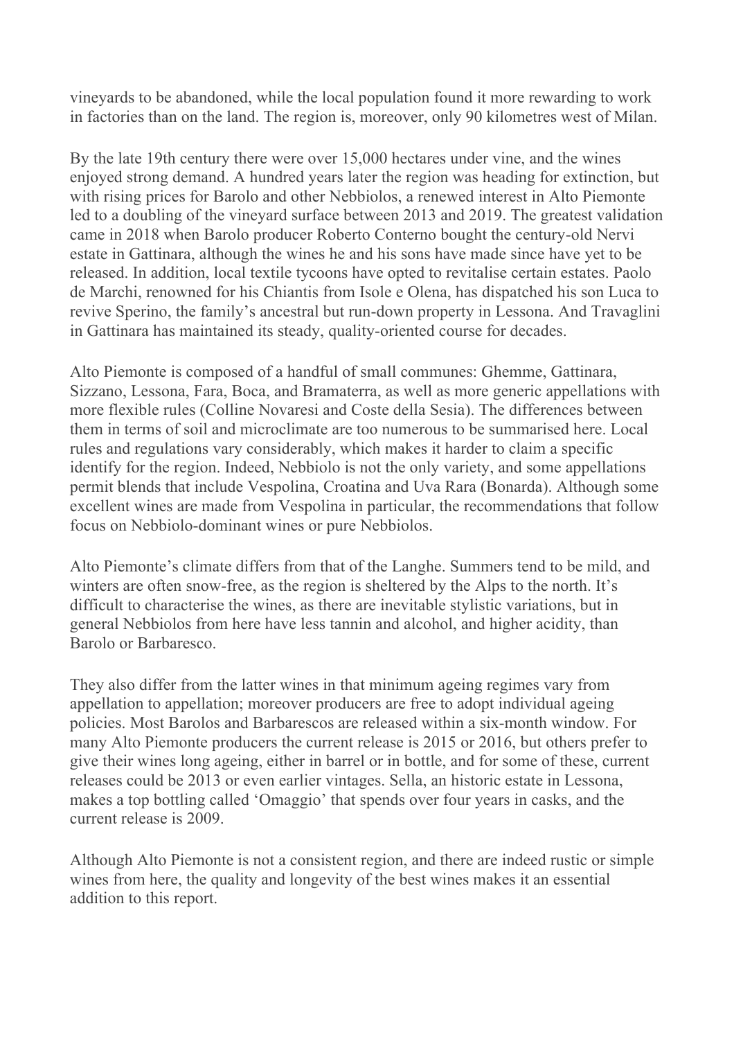vineyards to be abandoned, while the local population found it more rewarding to work in factories than on the land. The region is, moreover, only 90 kilometres west of Milan.

By the late 19th century there were over 15,000 hectares under vine, and the wines enjoyed strong demand. A hundred years later the region was heading for extinction, but with rising prices for Barolo and other Nebbiolos, a renewed interest in Alto Piemonte led to a doubling of the vineyard surface between 2013 and 2019. The greatest validation came in 2018 when Barolo producer Roberto Conterno bought the century-old Nervi estate in Gattinara, although the wines he and his sons have made since have yet to be released. In addition, local textile tycoons have opted to revitalise certain estates. Paolo de Marchi, renowned for his Chiantis from Isole e Olena, has dispatched his son Luca to revive Sperino, the family's ancestral but run-down property in Lessona. And Travaglini in Gattinara has maintained its steady, quality-oriented course for decades.

Alto Piemonte is composed of a handful of small communes: Ghemme, Gattinara, Sizzano, Lessona, Fara, Boca, and Bramaterra, as well as more generic appellations with more flexible rules (Colline Novaresi and Coste della Sesia). The differences between them in terms of soil and microclimate are too numerous to be summarised here. Local rules and regulations vary considerably, which makes it harder to claim a specific identify for the region. Indeed, Nebbiolo is not the only variety, and some appellations permit blends that include Vespolina, Croatina and Uva Rara (Bonarda). Although some excellent wines are made from Vespolina in particular, the recommendations that follow focus on Nebbiolo-dominant wines or pure Nebbiolos.

Alto Piemonte's climate differs from that of the Langhe. Summers tend to be mild, and winters are often snow-free, as the region is sheltered by the Alps to the north. It's difficult to characterise the wines, as there are inevitable stylistic variations, but in general Nebbiolos from here have less tannin and alcohol, and higher acidity, than Barolo or Barbaresco.

They also differ from the latter wines in that minimum ageing regimes vary from appellation to appellation; moreover producers are free to adopt individual ageing policies. Most Barolos and Barbarescos are released within a six-month window. For many Alto Piemonte producers the current release is 2015 or 2016, but others prefer to give their wines long ageing, either in barrel or in bottle, and for some of these, current releases could be 2013 or even earlier vintages. Sella, an historic estate in Lessona, makes a top bottling called 'Omaggio' that spends over four years in casks, and the current release is 2009.

Although Alto Piemonte is not a consistent region, and there are indeed rustic or simple wines from here, the quality and longevity of the best wines makes it an essential addition to this report.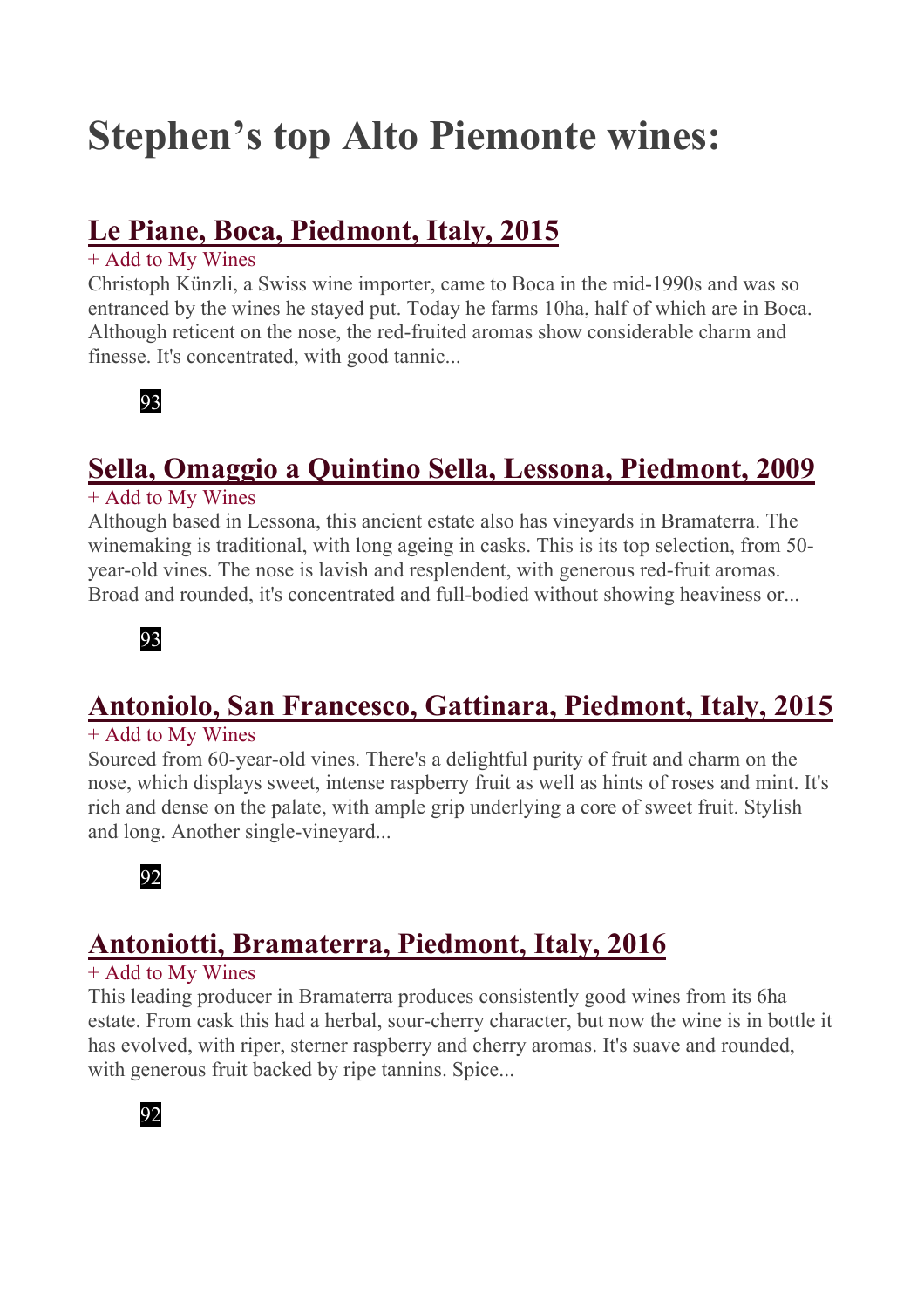# Stephen's top Alto Piemonte wines:

## Le Piane, Boca, Piedmont, Italy, 2015

+ Add to My Wines

Christoph Künzli, a Swiss wine importer, came to Boca in the mid-1990s and was so entranced by the wines he stayed put. Today he farms 10ha, half of which are in Boca. Although reticent on the nose, the red-fruited aromas show considerable charm and finesse. It's concentrated, with good tannic...

93

## Sella, Omaggio a Quintino Sella, Lessona, Piedmont, 2009

+ Add to My Wines

Although based in Lessona, this ancient estate also has vineyards in Bramaterra. The winemaking is traditional, with long ageing in casks. This is its top selection, from 50-year-old vines. The nose is lavish and resplendent, with generous red-fruit aromas. Broad and rounded, it's concentrated and full-bodied without showing heaviness or...

93

## Antoniolo, San Francesco, Gattinara, Piedmont, Italy, 2015

+ Add to My Wines

Sourced from 60-year-old vines. There's a delightful purity of fruit and charm on the nose, which displays sweet, intense raspberry fruit as well as hints of roses and mint. It's rich and dense on the palate, with ample grip underlying a core of sweet fruit. Stylish and long. Another single-vineyard...

92

## Antoniotti, Bramaterra, Piedmont, Italy, 2016

+ Add to My Wines

This leading producer in Bramaterra produces consistently good wines from its 6ha estate. From cask this had a herbal, sour-cherry character, but now the wine is in bottle it has evolved, with riper, sterner raspberry and cherry aromas. It's suave and rounded, with generous fruit backed by ripe tannins. Spice...

92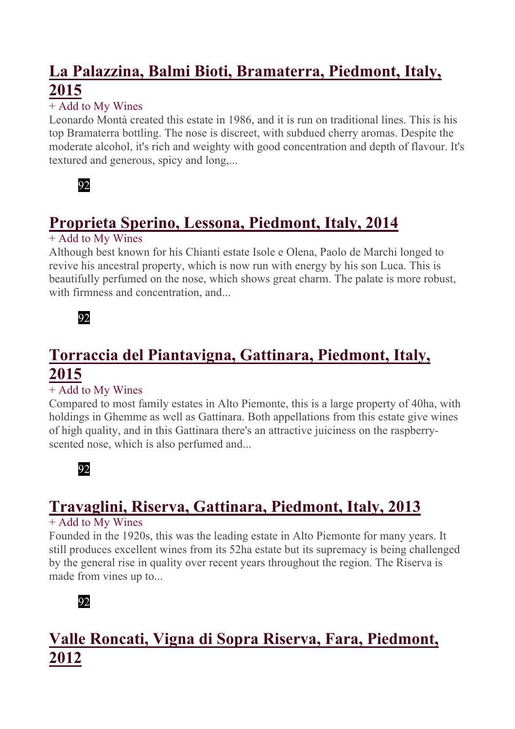## La Palazzina, Balmi Bioti, Bramaterra, Piedmont, Italy, 2015

+ Add to My Wines

Leonardo Montà created this estate in 1986, and it is run on traditional lines. This is his top Bramaterra bottling. The nose is discreet, with subdued cherry aromas. Despite the moderate alcohol, it's rich and weighty with good concentration and depth of flavour. It's textured and generous, spicy and long,...

92

## Proprieta Sperino, Lessona, Piedmont, Italy, 2014

+ Add to My Wines

Although best known for his Chianti estate Isole e Olena, Paolo de Marchi longed to revive his ancestral property, which is now run with energy by his son Luca. This is beautifully perfumed on the nose, which shows great charm. The palate is more robust, with firmness and concentration, and...

92

## Torraccia del Piantavigna, Gattinara, Piedmont, Italy, 2015

+ Add to My Wines

Compared to most family estates in Alto Piemonte, this is a large property of 40ha, with holdings in Ghemme as well as Gattinara. Both appellations from this estate give wines of high quality, and in this Gattinara there's an attractive juiciness on the raspberry-scented nose, which is also perfumed and...

92

## Travaglini, Riserva, Gattinara, Piedmont, Italy, 2013

+ Add to My Wines

Founded in the 1920s, this was the leading estate in Alto Piemonte for many years. It still produces excellent wines from its 52ha estate but its supremacy is being challenged by the general rise in quality over recent years throughout the region. The Riserva is made from vines up to...

92

## Valle Roncati, Vigna di Sopra Riserva, Fara, Piedmont, 2012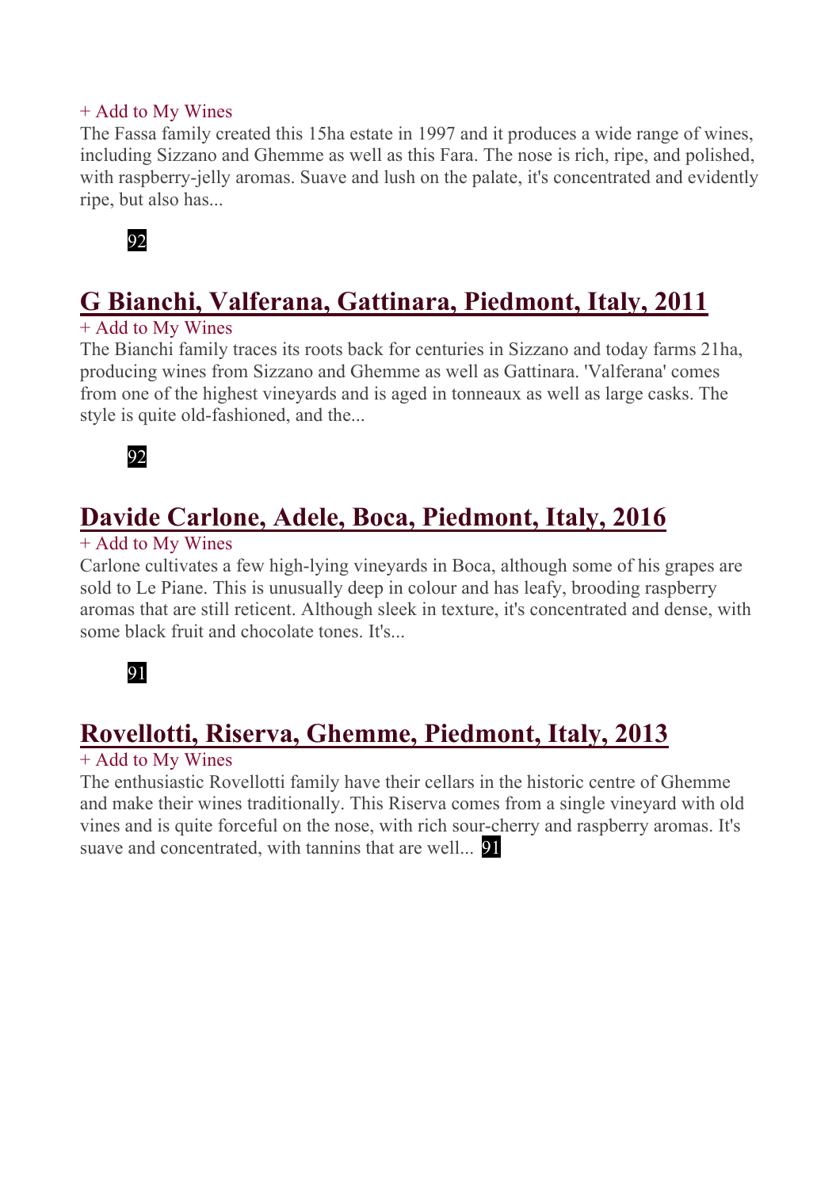+ Add to My Wines

The Fassa family created this 15ha estate in 1997 and it produces a wide range of wines, including Sizzano and Ghemme as well as this Fara. The nose is rich, ripe, and polished, with raspberry-jelly aromas. Suave and lush on the palate, it's concentrated and evidently ripe, but also has...

92

## G Bianchi, Valferana, Gattinara, Piedmont, Italy, 2011

+ Add to My Wines

The Bianchi family traces its roots back for centuries in Sizzano and today farms 21ha, producing wines from Sizzano and Ghemme as well as Gattinara. 'Valferana' comes from one of the highest vineyards and is aged in tonneaux as well as large casks. The style is quite old-fashioned, and the...

92

## Davide Carlone, Adele, Boca, Piedmont, Italy, 2016

+ Add to My Wines

Carlone cultivates a few high-lying vineyards in Boca, although some of his grapes are sold to Le Piane. This is unusually deep in colour and has leafy, brooding raspberry aromas that are still reticent. Although sleek in texture, it's concentrated and dense, with some black fruit and chocolate tones. It's...

91

## Rovellotti, Riserva, Ghemme, Piedmont, Italy, 2013

+ Add to My Wines

The enthusiastic Rovellotti family have their cellars in the historic centre of Ghemme and make their wines traditionally. This Riserva comes from a single vineyard with old vines and is quite forceful on the nose, with rich sour-cherry and raspberry aromas. It's suave and concentrated, with tannins that are well... 91